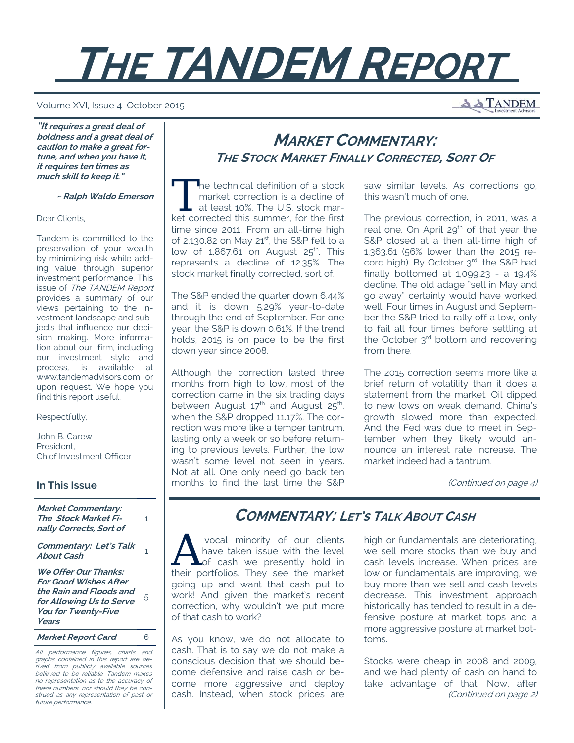# THE TANDEM REPORT

Volume XVI, Issue 4 October 2015

***"It requires a great deal of boldness and a great deal of caution to make a great fortune, and when you have it, it requires ten times as much skill to keep it."***

***~ Ralph Waldo Emerson***

Dear Clients,

Tandem is committed to the preservation of your wealth by minimizing risk while adding value through superior investment performance. This issue of *The TANDEM Report* provides a summary of our views pertaining to the investment landscape and subjects that influence our decision making. More information about our firm, including our investment style and process, is available at www.tandemadvisors.com or upon request. We hope you find this report useful.

Respectfully,

John B. Carew
President,
Chief Investment Officer

### In This Issue

| | |
|---|---|
| ***Market Commentary: The Stock Market Finally Corrects, Sort of*** | 1 |
| ***Commentary: Let's Talk About Cash*** | 1 |
| ***We Offer Our Thanks: For Good Wishes After the Rain and Floods and for Allowing Us to Serve You for Twenty-Five Years*** | 5 |
| ***Market Report Card*** | 6 |

*All performance figures, charts and graphs contained in this report are derived from publicly available sources believed to be reliable. Tandem makes no representation as to the accuracy of these numbers, nor should they be construed as any representation of past or future performance.*

## *MARKET COMMENTARY: THE STOCK MARKET FINALLY CORRECTED, SORT OF*

The technical definition of a stock market correction is a decline of at least 10%. The U.S. stock market corrected this summer, for the first time since 2011. From an all-time high of 2,130.82 on May 21st, the S&P fell to a low of 1,867.61 on August 25th. This represents a decline of 12.35%. The stock market finally corrected, sort of.

The S&P ended the quarter down 6.44% and it is down 5.29% year-to-date through the end of September. For one year, the S&P is down 0.61%. If the trend holds, 2015 is on pace to be the first down year since 2008.

Although the correction lasted three months from high to low, most of the correction came in the six trading days between August 17th and August 25th, when the S&P dropped 11.17%. The correction was more like a temper tantrum, lasting only a week or so before returning to previous levels. Further, the low wasn't some level not seen in years. Not at all. One only need go back ten months to find the last time the S&P saw similar levels. As corrections go, this wasn't much of one.

The previous correction, in 2011, was a real one. On April 29th of that year the S&P closed at a then all-time high of 1,363.61 (56% lower than the 2015 record high). By October 3rd, the S&P had finally bottomed at 1,099.23 - a 19.4% decline. The old adage "sell in May and go away" certainly would have worked well. Four times in August and September the S&P tried to rally off a low, only to fail all four times before settling at the October 3rd bottom and recovering from there.

The 2015 correction seems more like a brief return of volatility than it does a statement from the market. Oil dipped to new lows on weak demand. China's growth slowed more than expected. And the Fed was due to meet in September when they likely would announce an interest rate increase. The market indeed had a tantrum.

*(Continued on page 4)*

## *COMMENTARY: LET'S TALK ABOUT CASH*

A vocal minority of our clients have taken issue with the level of cash we presently hold in their portfolios. They see the market going up and want that cash put to work! And given the market's recent correction, why wouldn't we put more of that cash to work?

As you know, we do not allocate to cash. That is to say we do not make a conscious decision that we should become defensive and raise cash or become more aggressive and deploy cash. Instead, when stock prices are high or fundamentals are deteriorating, we sell more stocks than we buy and cash levels increase. When prices are low or fundamentals are improving, we buy more than we sell and cash levels decrease. This investment approach historically has tended to result in a defensive posture at market tops and a more aggressive posture at market bottoms.

Stocks were cheap in 2008 and 2009, and we had plenty of cash on hand to take advantage of that. Now, after

*(Continued on page 2)*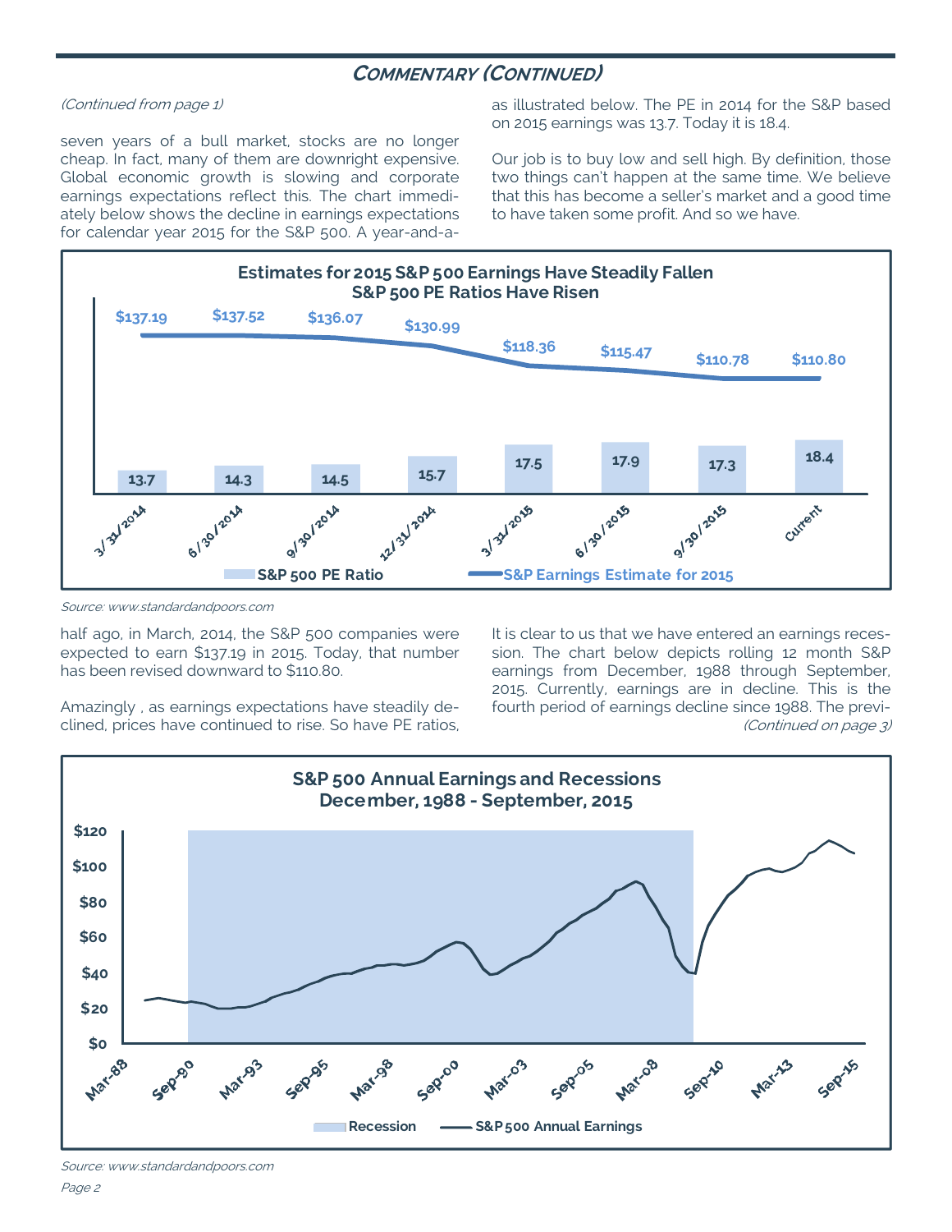## COMMENTARY (CONTINUED)

*(Continued from page 1)*

seven years of a bull market, stocks are no longer cheap. In fact, many of them are downright expensive. Global economic growth is slowing and corporate earnings expectations reflect this. The chart immediately below shows the decline in earnings expectations for calendar year 2015 for the S&P 500. A year-and-a-half ago, in March, 2014, the S&P 500 companies were expected to earn $137.19 in 2015. Today, that number has been revised downward to $110.80.

Amazingly , as earnings expectations have steadily declined, prices have continued to rise. So have PE ratios, as illustrated below. The PE in 2014 for the S&P based on 2015 earnings was 13.7. Today it is 18.4.

Our job is to buy low and sell high. By definition, those two things can't happen at the same time. We believe that this has become a seller's market and a good time to have taken some profit. And so we have.

**Estimates for 2015 S&P 500 Earnings Have Steadily Fallen**
**S&P 500 PE Ratios Have Risen**

| Date | S&P Earnings Estimate for 2015 | S&P 500 PE Ratio |
|---|---|---|
| 3/31/2014 | $137.19 | 13.7 |
| 6/30/2014 | $137.52 | 14.3 |
| 9/30/2014 | $136.07 | 14.5 |
| 12/31/2014 | $130.99 | 15.7 |
| 3/31/2015 | $118.36 | 17.5 |
| 6/30/2015 | $115.47 | 17.9 |
| 9/30/2015 | $110.78 | 17.3 |
| Current | $110.80 | 18.4 |

*Source: www.standardandpoors.com*

It is clear to us that we have entered an earnings recession. The chart below depicts rolling 12 month S&P earnings from December, 1988 through September, 2015. Currently, earnings are in decline. This is the fourth period of earnings decline since 1988. The previ-

*(Continued on page 3)*

**S&P 500 Annual Earnings and Recessions**
**December, 1988 - September, 2015**

Legend: Recession; S&P 500 Annual Earnings

*Source: www.standardandpoors.com*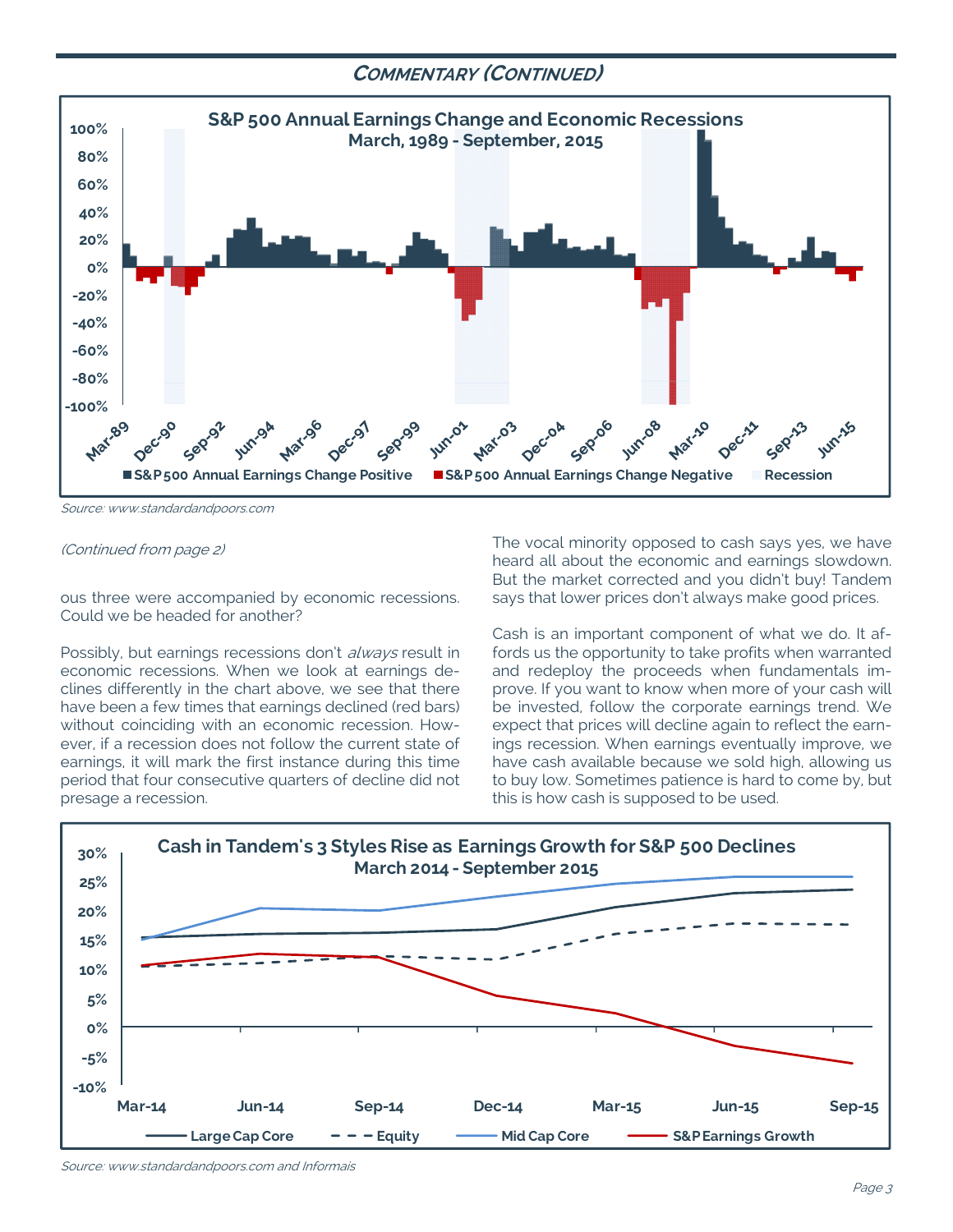## Commentary (Continued)

**S&P 500 Annual Earnings Change and Economic Recessions**
**March, 1989 - September, 2015**

Source: www.standardandpoors.com

*(Continued from page 2)*

ous three were accompanied by economic recessions. Could we be headed for another?

Possibly, but earnings recessions don't *always* result in economic recessions. When we look at earnings declines differently in the chart above, we see that there have been a few times that earnings declined (red bars) without coinciding with an economic recession. However, if a recession does not follow the current state of earnings, it will mark the first instance during this time period that four consecutive quarters of decline did not presage a recession.

The vocal minority opposed to cash says yes, we have heard all about the economic and earnings slowdown. But the market corrected and you didn't buy! Tandem says that lower prices don't always make good prices.

Cash is an important component of what we do. It affords us the opportunity to take profits when warranted and redeploy the proceeds when fundamentals improve. If you want to know when more of your cash will be invested, follow the corporate earnings trend. We expect that prices will decline again to reflect the earnings recession. When earnings eventually improve, we have cash available because we sold high, allowing us to buy low. Sometimes patience is hard to come by, but this is how cash is supposed to be used.

**Cash in Tandem's 3 Styles Rise as Earnings Growth for S&P 500 Declines**
**March 2014 - September 2015**

Source: www.standardandpoors.com and Informais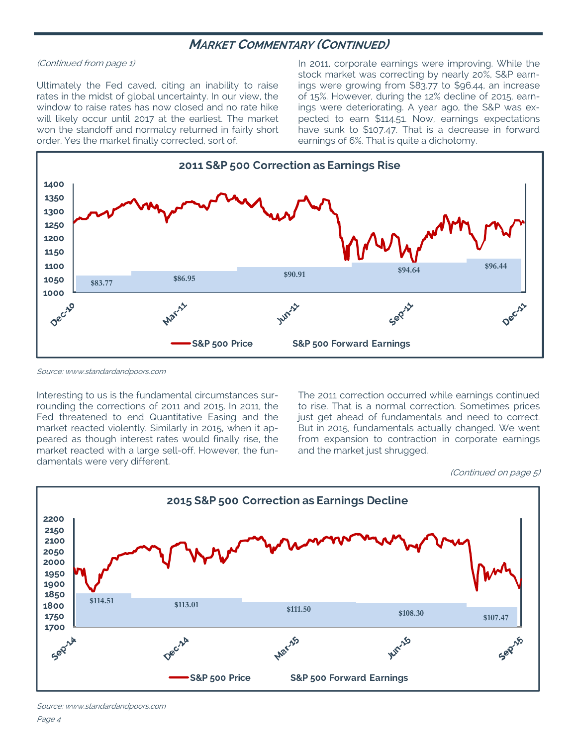## Market Commentary (Continued)

*(Continued from page 1)*

Ultimately the Fed caved, citing an inability to raise rates in the midst of global uncertainty. In our view, the window to raise rates has now closed and no rate hike will likely occur until 2017 at the earliest. The market won the standoff and normalcy returned in fairly short order. Yes the market finally corrected, sort of.

In 2011, corporate earnings were improving. While the stock market was correcting by nearly 20%, S&P earnings were growing from $83.77 to $96.44, an increase of 15%. However, during the 12% decline of 2015, earnings were deteriorating. A year ago, the S&P was expected to earn $114.51. Now, earnings expectations have sunk to $107.47. That is a decrease in forward earnings of 6%. That is quite a dichotomy.

**2011 S&P 500 Correction as Earnings Rise**

Y-axis: 1000–1400. X-axis: Dec-10, Mar-11, Jun-11, Sep-11, Dec-11. Forward earnings bars: $83.77, $86.95, $90.91, $94.64, $96.44.

Legend: S&P 500 Price; S&P 500 Forward Earnings

*Source: www.standardandpoors.com*

Interesting to us is the fundamental circumstances surrounding the corrections of 2011 and 2015. In 2011, the Fed threatened to end Quantitative Easing and the market reacted violently. Similarly in 2015, when it appeared as though interest rates would finally rise, the market reacted with a large sell-off. However, the fundamentals were very different.

The 2011 correction occurred while earnings continued to rise. That is a normal correction. Sometimes prices just get ahead of fundamentals and need to correct. But in 2015, fundamentals actually changed. We went from expansion to contraction in corporate earnings and the market just shrugged.

*(Continued on page 5)*

**2015 S&P 500 Correction as Earnings Decline**

Y-axis: 1700–2200. X-axis: Sep-14, Dec-14, Mar-15, Jun-15, Sep-15. Forward earnings bars: $114.51, $113.01, $111.50, $108.30, $107.47.

Legend: S&P 500 Price; S&P 500 Forward Earnings

*Source: www.standardandpoors.com*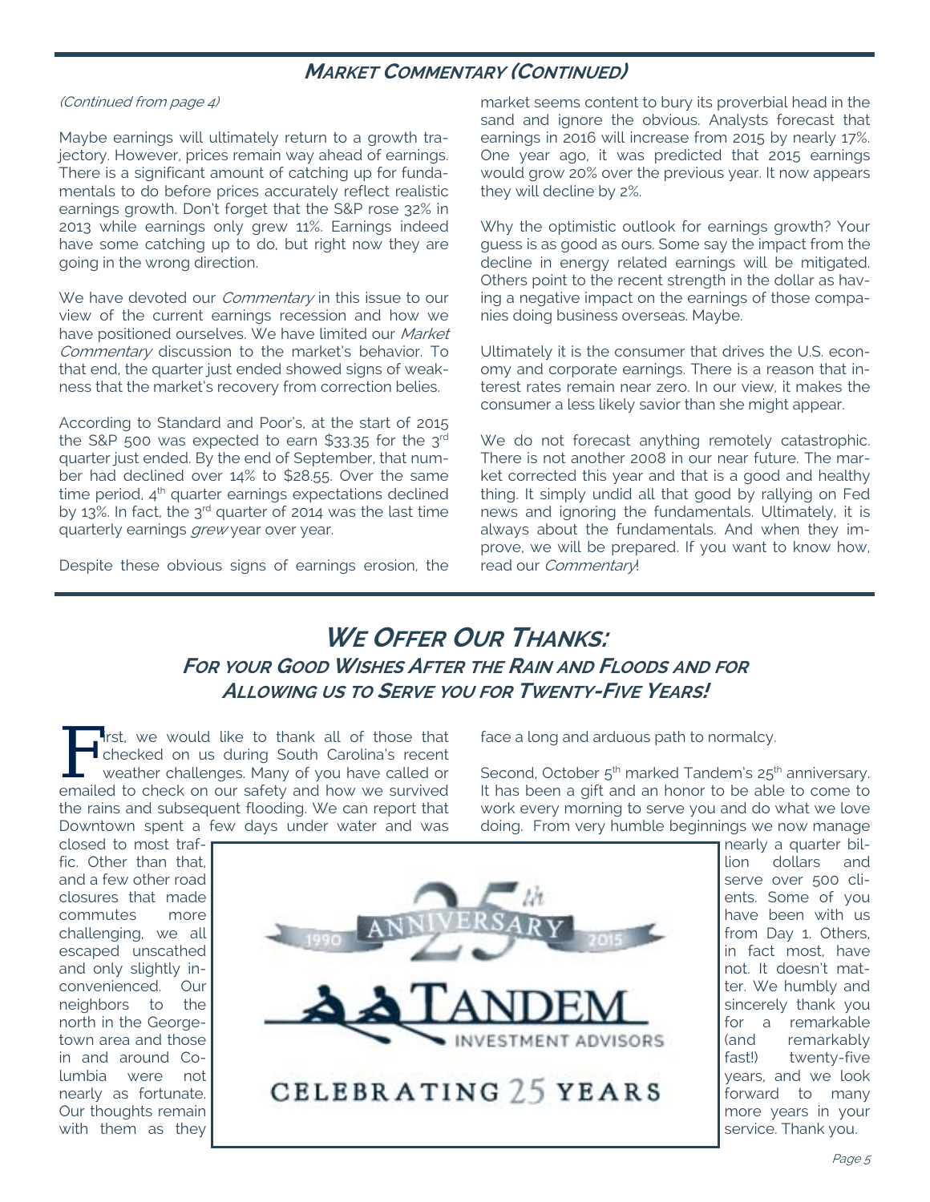## Market Commentary (Continued)

*(Continued from page 4)*

Maybe earnings will ultimately return to a growth trajectory. However, prices remain way ahead of earnings. There is a significant amount of catching up for fundamentals to do before prices accurately reflect realistic earnings growth. Don't forget that the S&P rose 32% in 2013 while earnings only grew 11%. Earnings indeed have some catching up to do, but right now they are going in the wrong direction.

We have devoted our *Commentary* in this issue to our view of the current earnings recession and how we have positioned ourselves. We have limited our *Market Commentary* discussion to the market's behavior. To that end, the quarter just ended showed signs of weakness that the market's recovery from correction belies.

According to Standard and Poor's, at the start of 2015 the S&P 500 was expected to earn $33.35 for the 3rd quarter just ended. By the end of September, that number had declined over 14% to $28.55. Over the same time period, 4th quarter earnings expectations declined by 13%. In fact, the 3rd quarter of 2014 was the last time quarterly earnings *grew* year over year.

Despite these obvious signs of earnings erosion, the market seems content to bury its proverbial head in the sand and ignore the obvious. Analysts forecast that earnings in 2016 will increase from 2015 by nearly 17%. One year ago, it was predicted that 2015 earnings would grow 20% over the previous year. It now appears they will decline by 2%.

Why the optimistic outlook for earnings growth? Your guess is as good as ours. Some say the impact from the decline in energy related earnings will be mitigated. Others point to the recent strength in the dollar as having a negative impact on the earnings of those companies doing business overseas. Maybe.

Ultimately it is the consumer that drives the U.S. economy and corporate earnings. There is a reason that interest rates remain near zero. In our view, it makes the consumer a less likely savior than she might appear.

We do not forecast anything remotely catastrophic. There is not another 2008 in our near future. The market corrected this year and that is a good and healthy thing. It simply undid all that good by rallying on Fed news and ignoring the fundamentals. Ultimately, it is always about the fundamentals. And when they improve, we will be prepared. If you want to know how, read our *Commentary*!

## We Offer Our Thanks:

### For your Good Wishes After the Rain and Floods and for Allowing us to Serve you for Twenty-Five Years!

First, we would like to thank all of those that checked on us during South Carolina's recent weather challenges. Many of you have called or emailed to check on our safety and how we survived the rains and subsequent flooding. We can report that Downtown spent a few days under water and was closed to most traffic. Other than that, and a few other road closures that made commutes more challenging, we all escaped unscathed and only slightly inconvenienced. Our neighbors to the north in the Georgetown area and those in and around Columbia were not nearly as fortunate. Our thoughts remain with them as they face a long and arduous path to normalcy.

Second, October 5th marked Tandem's 25th anniversary. It has been a gift and an honor to be able to come to work every morning to serve you and do what we love doing. From very humble beginnings we now manage nearly a quarter billion dollars and serve over 500 clients. Some of you have been with us from Day 1. Others, in fact most, have not. It doesn't matter. We humbly and sincerely thank you for a remarkable (and remarkably fast!) twenty-five years, and we look forward to many more years in your service. Thank you.

25th ANNIVERSARY 1990 2015

TANDEM INVESTMENT ADVISORS

CELEBRATING 25 YEARS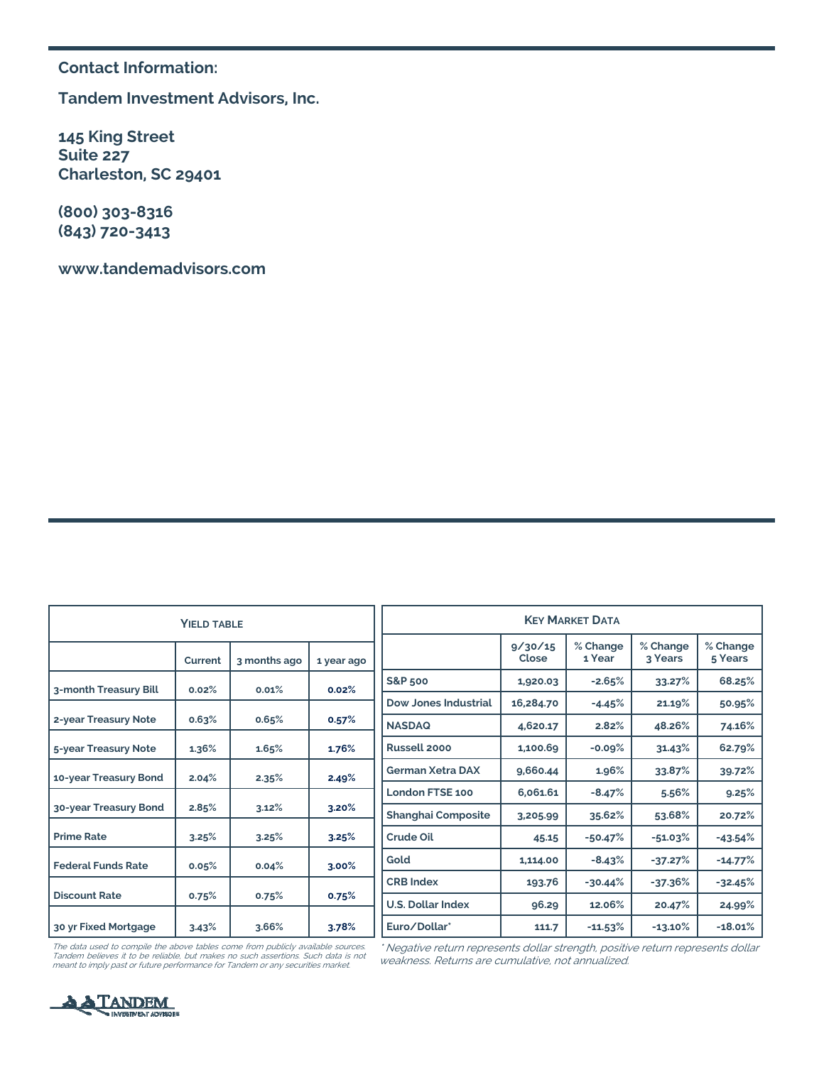**Contact Information:**

**Tandem Investment Advisors, Inc.**

**145 King Street**
**Suite 227**
**Charleston, SC 29401**

**(800) 303-8316**
**(843) 720-3413**

**www.tandemadvisors.com**

| Yield Table | | | |
|---|---|---|---|
| | Current | 3 months ago | 1 year ago |
| 3-month Treasury Bill | 0.02% | 0.01% | 0.02% |
| 2-year Treasury Note | 0.63% | 0.65% | 0.57% |
| 5-year Treasury Note | 1.36% | 1.65% | 1.76% |
| 10-year Treasury Bond | 2.04% | 2.35% | 2.49% |
| 30-year Treasury Bond | 2.85% | 3.12% | 3.20% |
| Prime Rate | 3.25% | 3.25% | 3.25% |
| Federal Funds Rate | 0.05% | 0.04% | 3.00% |
| Discount Rate | 0.75% | 0.75% | 0.75% |
| 30 yr Fixed Mortgage | 3.43% | 3.66% | 3.78% |

*The data used to compile the above tables come from publicly available sources. Tandem believes it to be reliable, but makes no such assertions. Such data is not meant to imply past or future performance for Tandem or any securities market.*

| Key Market Data | | | | |
|---|---|---|---|---|
| | 9/30/15 Close | % Change 1 Year | % Change 3 Years | % Change 5 Years |
| S&P 500 | 1,920.03 | -2.65% | 33.27% | 68.25% |
| Dow Jones Industrial | 16,284.70 | -4.45% | 21.19% | 50.95% |
| NASDAQ | 4,620.17 | 2.82% | 48.26% | 74.16% |
| Russell 2000 | 1,100.69 | -0.09% | 31.43% | 62.79% |
| German Xetra DAX | 9,660.44 | 1.96% | 33.87% | 39.72% |
| London FTSE 100 | 6,061.61 | -8.47% | 5.56% | 9.25% |
| Shanghai Composite | 3,205.99 | 35.62% | 53.68% | 20.72% |
| Crude Oil | 45.15 | -50.47% | -51.03% | -43.54% |
| Gold | 1,114.00 | -8.43% | -37.27% | -14.77% |
| CRB Index | 193.76 | -30.44% | -37.36% | -32.45% |
| U.S. Dollar Index | 96.29 | 12.06% | 20.47% | 24.99% |
| Euro/Dollar* | 111.7 | -11.53% | -13.10% | -18.01% |

*\* Negative return represents dollar strength, positive return represents dollar weakness. Returns are cumulative, not annualized.*

Tandem Investment Advisors